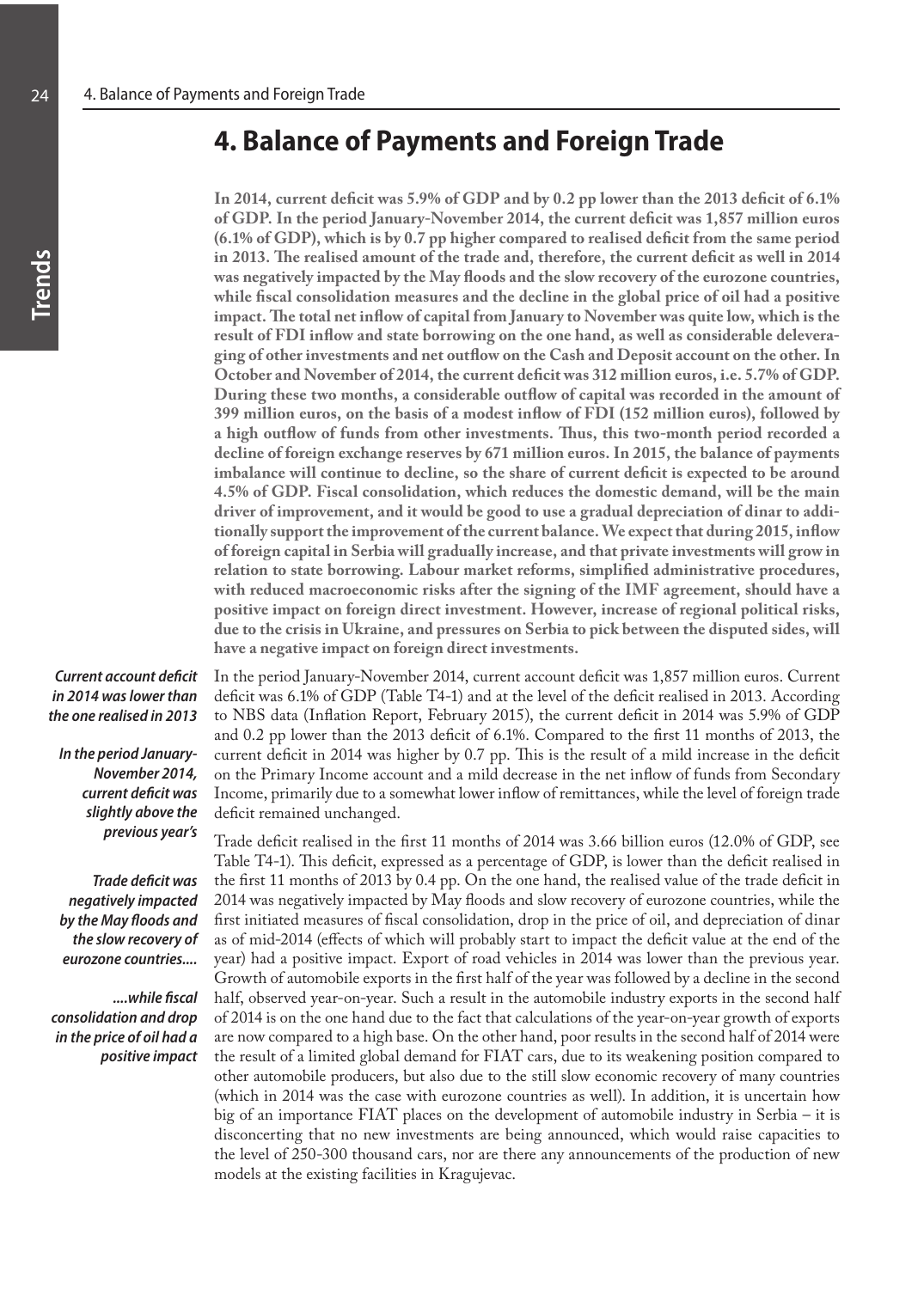# 4. Balance of Payments and Foreign Trade

**In 2014, current deficit was 5.9% of GDP and by 0.2 pp lower than the 2013 deficit of 6.1% of GDP. In the period January-November 2014, the current deficit was 1,857 million euros (6.1% of GDP), which is by 0.7 pp higher compared to realised deficit from the same period in 2013. The realised amount of the trade and, therefore, the current deficit as well in 2014 was negatively impacted by the May floods and the slow recovery of the eurozone countries, while fiscal consolidation measures and the decline in the global price of oil had a positive impact. The total net inflow of capital from January to November was quite low, which is the result of FDI inflow and state borrowing on the one hand, as well as considerable deleveraging of other investments and net outflow on the Cash and Deposit account on the other. In October and November of 2014, the current deficit was 312 million euros, i.e. 5.7% of GDP. During these two months, a considerable outflow of capital was recorded in the amount of 399 million euros, on the basis of a modest inflow of FDI (152 million euros), followed by a high outflow of funds from other investments. Thus, this two-month period recorded a decline of foreign exchange reserves by 671 million euros. In 2015, the balance of payments imbalance will continue to decline, so the share of current deficit is expected to be around 4.5% of GDP. Fiscal consolidation, which reduces the domestic demand, will be the main driver of improvement, and it would be good to use a gradual depreciation of dinar to additionally support the improvement of the current balance. We expect that during 2015, inflow of foreign capital in Serbia will gradually increase, and that private investments will grow in relation to state borrowing. Labour market reforms, simplified administrative procedures, with reduced macroeconomic risks after the signing of the IMF agreement, should have a positive impact on foreign direct investment. However, increase of regional political risks, due to the crisis in Ukraine, and pressures on Serbia to pick between the disputed sides, will have a negative impact on foreign direct investments.**

***Current account deficit in 2014 was lower than the one realised in 2013***

***In the period January-November 2014, current deficit was slightly above the previous year's***

In the period January-November 2014, current account deficit was 1,857 million euros. Current deficit was 6.1% of GDP (Table T4-1) and at the level of the deficit realised in 2013. According to NBS data (Inflation Report, February 2015), the current deficit in 2014 was 5.9% of GDP and 0.2 pp lower than the 2013 deficit of 6.1%. Compared to the first 11 months of 2013, the current deficit in 2014 was higher by 0.7 pp. This is the result of a mild increase in the deficit on the Primary Income account and a mild decrease in the net inflow of funds from Secondary Income, primarily due to a somewhat lower inflow of remittances, while the level of foreign trade deficit remained unchanged.

***Trade deficit was negatively impacted by the May floods and the slow recovery of eurozone countries....***

***....while fiscal consolidation and drop in the price of oil had a positive impact***

Trade deficit realised in the first 11 months of 2014 was 3.66 billion euros (12.0% of GDP, see Table T4-1). This deficit, expressed as a percentage of GDP, is lower than the deficit realised in the first 11 months of 2013 by 0.4 pp. On the one hand, the realised value of the trade deficit in 2014 was negatively impacted by May floods and slow recovery of eurozone countries, while the first initiated measures of fiscal consolidation, drop in the price of oil, and depreciation of dinar as of mid-2014 (effects of which will probably start to impact the deficit value at the end of the year) had a positive impact. Export of road vehicles in 2014 was lower than the previous year. Growth of automobile exports in the first half of the year was followed by a decline in the second half, observed year-on-year. Such a result in the automobile industry exports in the second half of 2014 is on the one hand due to the fact that calculations of the year-on-year growth of exports are now compared to a high base. On the other hand, poor results in the second half of 2014 were the result of a limited global demand for FIAT cars, due to its weakening position compared to other automobile producers, but also due to the still slow economic recovery of many countries (which in 2014 was the case with eurozone countries as well). In addition, it is uncertain how big of an importance FIAT places on the development of automobile industry in Serbia – it is disconcerting that no new investments are being announced, which would raise capacities to the level of 250-300 thousand cars, nor are there any announcements of the production of new models at the existing facilities in Kragujevac.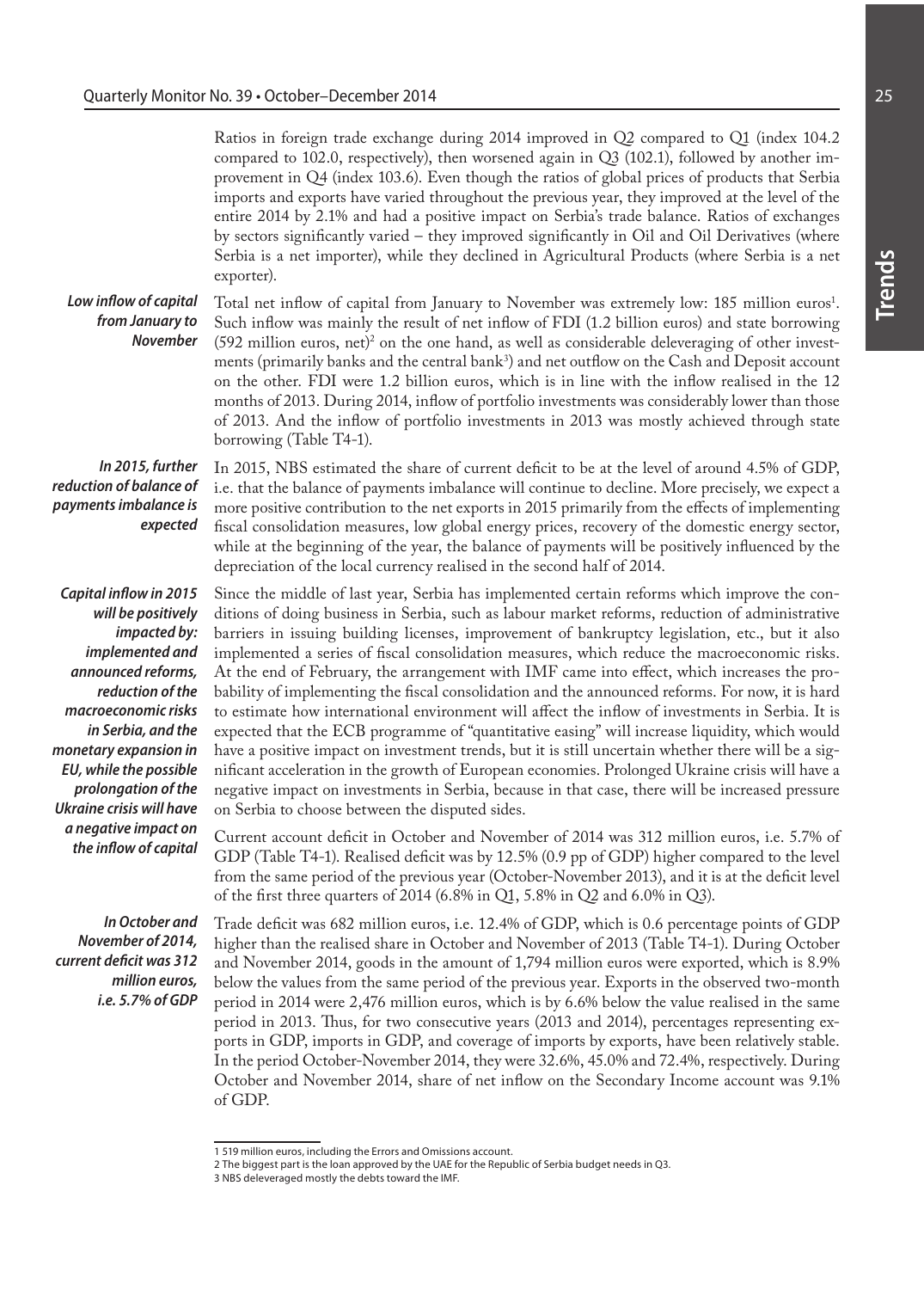Ratios in foreign trade exchange during 2014 improved in Q2 compared to Q1 (index 104.2 compared to 102.0, respectively), then worsened again in Q3 (102.1), followed by another improvement in Q4 (index 103.6). Even though the ratios of global prices of products that Serbia imports and exports have varied throughout the previous year, they improved at the level of the entire 2014 by 2.1% and had a positive impact on Serbia's trade balance. Ratios of exchanges by sectors significantly varied – they improved significantly in Oil and Oil Derivatives (where Serbia is a net importer), while they declined in Agricultural Products (where Serbia is a net exporter).

***Low inflow of capital from January to November***

Total net inflow of capital from January to November was extremely low: 185 million euros[1]. Such inflow was mainly the result of net inflow of FDI (1.2 billion euros) and state borrowing (592 million euros, net)[2] on the one hand, as well as considerable deleveraging of other investments (primarily banks and the central bank[3]) and net outflow on the Cash and Deposit account on the other. FDI were 1.2 billion euros, which is in line with the inflow realised in the 12 months of 2013. During 2014, inflow of portfolio investments was considerably lower than those of 2013. And the inflow of portfolio investments in 2013 was mostly achieved through state borrowing (Table T4-1).

***In 2015, further reduction of balance of payments imbalance is expected***

In 2015, NBS estimated the share of current deficit to be at the level of around 4.5% of GDP, i.e. that the balance of payments imbalance will continue to decline. More precisely, we expect a more positive contribution to the net exports in 2015 primarily from the effects of implementing fiscal consolidation measures, low global energy prices, recovery of the domestic energy sector, while at the beginning of the year, the balance of payments will be positively influenced by the depreciation of the local currency realised in the second half of 2014.

***Capital inflow in 2015 will be positively impacted by: implemented and announced reforms, reduction of the macroeconomic risks in Serbia, and the monetary expansion in EU, while the possible prolongation of the Ukraine crisis will have a negative impact on the inflow of capital***

Since the middle of last year, Serbia has implemented certain reforms which improve the conditions of doing business in Serbia, such as labour market reforms, reduction of administrative barriers in issuing building licenses, improvement of bankruptcy legislation, etc., but it also implemented a series of fiscal consolidation measures, which reduce the macroeconomic risks. At the end of February, the arrangement with IMF came into effect, which increases the probability of implementing the fiscal consolidation and the announced reforms. For now, it is hard to estimate how international environment will affect the inflow of investments in Serbia. It is expected that the ECB programme of "quantitative easing" will increase liquidity, which would have a positive impact on investment trends, but it is still uncertain whether there will be a significant acceleration in the growth of European economies. Prolonged Ukraine crisis will have a negative impact on investments in Serbia, because in that case, there will be increased pressure on Serbia to choose between the disputed sides.

Current account deficit in October and November of 2014 was 312 million euros, i.e. 5.7% of GDP (Table T4-1). Realised deficit was by 12.5% (0.9 pp of GDP) higher compared to the level from the same period of the previous year (October-November 2013), and it is at the deficit level of the first three quarters of 2014 (6.8% in Q1, 5.8% in Q2 and 6.0% in Q3).

***In October and November of 2014, current deficit was 312 million euros, i.e. 5.7% of GDP***

Trade deficit was 682 million euros, i.e. 12.4% of GDP, which is 0.6 percentage points of GDP higher than the realised share in October and November of 2013 (Table T4-1). During October and November 2014, goods in the amount of 1,794 million euros were exported, which is 8.9% below the values from the same period of the previous year. Exports in the observed two-month period in 2014 were 2,476 million euros, which is by 6.6% below the value realised in the same period in 2013. Thus, for two consecutive years (2013 and 2014), percentages representing exports in GDP, imports in GDP, and coverage of imports by exports, have been relatively stable. In the period October-November 2014, they were 32.6%, 45.0% and 72.4%, respectively. During October and November 2014, share of net inflow on the Secondary Income account was 9.1% of GDP.

---

1 519 million euros, including the Errors and Omissions account.

2 The biggest part is the loan approved by the UAE for the Republic of Serbia budget needs in Q3.

3 NBS deleveraged mostly the debts toward the IMF.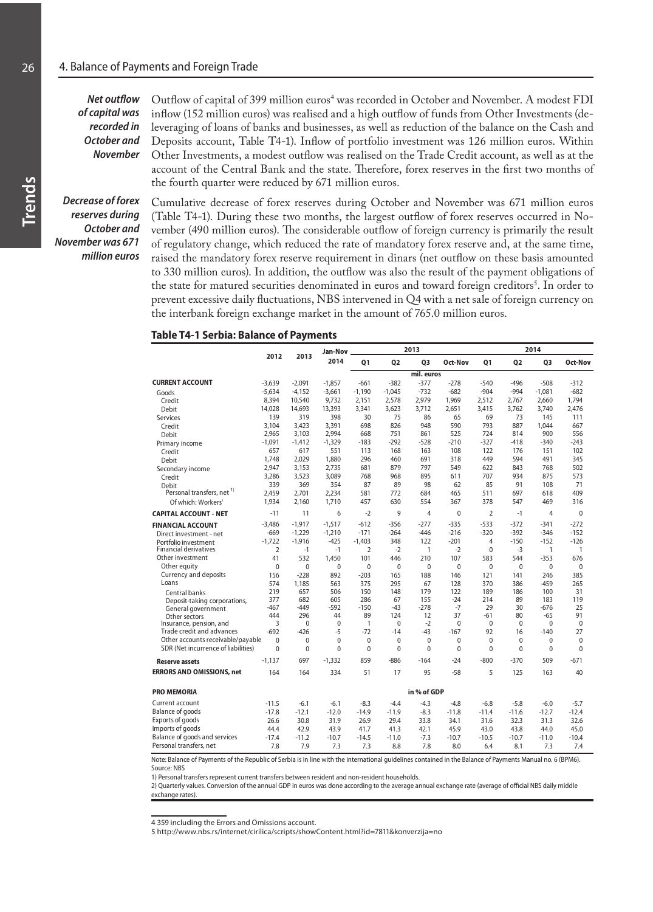## 4. Balance of Payments and Foreign Trade

***Net outflow of capital was recorded in October and November***

Outflow of capital of 399 million euros[4] was recorded in October and November. A modest FDI inflow (152 million euros) was realised and a high outflow of funds from Other Investments (deleveraging of loans of banks and businesses, as well as reduction of the balance on the Cash and Deposits account, Table T4-1). Inflow of portfolio investment was 126 million euros. Within Other Investments, a modest outflow was realised on the Trade Credit account, as well as at the account of the Central Bank and the state. Therefore, forex reserves in the first two months of the fourth quarter were reduced by 671 million euros.

***Decrease of forex reserves during October and November was 671 million euros***

Cumulative decrease of forex reserves during October and November was 671 million euros (Table T4-1). During these two months, the largest outflow of forex reserves occurred in November (490 million euros). The considerable outflow of foreign currency is primarily the result of regulatory change, which reduced the rate of mandatory forex reserve and, at the same time, raised the mandatory forex reserve requirement in dinars (net outflow on these basis amounted to 330 million euros). In addition, the outflow was also the result of the payment obligations of the state for matured securities denominated in euros and toward foreign creditors[5]. In order to prevent excessive daily fluctuations, NBS intervened in Q4 with a net sale of foreign currency on the interbank foreign exchange market in the amount of 765.0 million euros.

**Table T4-1 Serbia: Balance of Payments**

| | 2012 | 2013 | Jan-Nov 2014 | 2013 | | | | 2014 | | | |
|---|---|---|---|---|---|---|---|---|---|---|---|
| | | | | Q1 | Q2 | Q3 | Oct-Nov | Q1 | Q2 | Q3 | Oct-Nov |
| | | | | | | mil. euros | | | | | |
| **CURRENT ACCOUNT** | -3,639 | -2,091 | -1,857 | -661 | -382 | -377 | -278 | -540 | -496 | -508 | -312 |
| Goods | -5,634 | -4,152 | -3,661 | -1,190 | -1,045 | -732 | -682 | -904 | -994 | -1,081 | -682 |
| Credit | 8,394 | 10,540 | 9,732 | 2,151 | 2,578 | 2,979 | 1,969 | 2,512 | 2,767 | 2,660 | 1,794 |
| Debit | 14,028 | 14,693 | 13,393 | 3,341 | 3,623 | 3,712 | 2,651 | 3,415 | 3,762 | 3,740 | 2,476 |
| Services | 139 | 319 | 398 | 30 | 75 | 86 | 65 | 69 | 73 | 145 | 111 |
| Credit | 3,104 | 3,423 | 3,391 | 698 | 826 | 948 | 590 | 793 | 887 | 1,044 | 667 |
| Debit | 2,965 | 3,103 | 2,994 | 668 | 751 | 861 | 525 | 724 | 814 | 900 | 556 |
| Primary income | -1,091 | -1,412 | -1,329 | -183 | -292 | -528 | -210 | -327 | -418 | -340 | -243 |
| Credit | 657 | 617 | 551 | 113 | 168 | 163 | 108 | 122 | 176 | 151 | 102 |
| Debit | 1,748 | 2,029 | 1,880 | 296 | 460 | 691 | 318 | 449 | 594 | 491 | 345 |
| Secondary income | 2,947 | 3,153 | 2,735 | 681 | 879 | 797 | 549 | 622 | 843 | 768 | 502 |
| Credit | 3,286 | 3,523 | 3,089 | 768 | 968 | 895 | 611 | 707 | 934 | 875 | 573 |
| Debit | 339 | 369 | 354 | 87 | 89 | 98 | 62 | 85 | 91 | 108 | 71 |
| Personal transfers, net [1] | 2,459 | 2,701 | 2,234 | 581 | 772 | 684 | 465 | 511 | 697 | 618 | 409 |
| Of which: Workers' | 1,934 | 2,160 | 1,710 | 457 | 630 | 554 | 367 | 378 | 547 | 469 | 316 |
| **CAPITAL ACCOUNT - NET** | -11 | 11 | 6 | -2 | 9 | 4 | 0 | 2 | -1 | 4 | 0 |
| **FINANCIAL ACCOUNT** | -3,486 | -1,917 | -1,517 | -612 | -356 | -277 | -335 | -533 | -372 | -341 | -272 |
| Direct investment - net | -669 | -1,229 | -1,210 | -171 | -264 | -446 | -216 | -320 | -392 | -346 | -152 |
| Portfolio investment | -1,722 | -1,916 | -425 | -1,403 | 348 | 122 | -201 | 4 | -150 | -152 | -126 |
| Financial derivatives | 2 | -1 | -1 | 2 | -2 | 1 | -2 | 0 | -3 | 1 | 1 |
| Other investment | 41 | 532 | 1,450 | 101 | 446 | 210 | 107 | 583 | 544 | -353 | 676 |
| Other equity | 0 | 0 | 0 | 0 | 0 | 0 | 0 | 0 | 0 | 0 | 0 |
| Currency and deposits | 156 | -228 | 892 | -203 | 165 | 188 | 146 | 121 | 141 | 246 | 385 |
| Loans | 574 | 1,185 | 563 | 375 | 295 | 67 | 128 | 370 | 386 | -459 | 265 |
| Central banks | 219 | 657 | 506 | 150 | 148 | 179 | 122 | 189 | 186 | 100 | 31 |
| Deposit-taking corporations, | 377 | 682 | 605 | 286 | 67 | 155 | -24 | 214 | 89 | 183 | 119 |
| General government | -467 | -449 | -592 | -150 | -43 | -278 | -7 | 29 | 30 | -676 | 25 |
| Other sectors | 444 | 296 | 44 | 89 | 124 | 12 | 37 | -61 | 80 | -65 | 91 |
| Insurance, pension, and | 3 | 0 | 0 | 1 | 0 | -2 | 0 | 0 | 0 | 0 | 0 |
| Trade credit and advances | -692 | -426 | -5 | -72 | -14 | -43 | -167 | 92 | 16 | -140 | 27 |
| Other accounts receivable/payable | 0 | 0 | 0 | 0 | 0 | 0 | 0 | 0 | 0 | 0 | 0 |
| SDR (Net incurrence of liabilities) | 0 | 0 | 0 | 0 | 0 | 0 | 0 | 0 | 0 | 0 | 0 |
| **Reserve assets** | -1,137 | 697 | -1,332 | 859 | -886 | -164 | -24 | -800 | -370 | 509 | -671 |
| **ERRORS AND OMISSIONS, net** | 164 | 164 | 334 | 51 | 17 | 95 | -58 | 5 | 125 | 163 | 40 |
| **PRO MEMORIA** | | | | | | in % of GDP | | | | | |
| Current account | -11.5 | -6.1 | -6.1 | -8.3 | -4.4 | -4.3 | -4.8 | -6.8 | -5.8 | -6.0 | -5.7 |
| Balance of goods | -17.8 | -12.1 | -12.0 | -14.9 | -11.9 | -8.3 | -11.8 | -11.4 | -11.6 | -12.7 | -12.4 |
| Exports of goods | 26.6 | 30.8 | 31.9 | 26.9 | 29.4 | 33.8 | 34.1 | 31.6 | 32.3 | 31.3 | 32.6 |
| Imports of goods | 44.4 | 42.9 | 43.9 | 41.7 | 41.3 | 42.1 | 45.9 | 43.0 | 43.8 | 44.0 | 45.0 |
| Balance of goods and services | -17.4 | -11.2 | -10.7 | -14.5 | -11.0 | -7.3 | -10.7 | -10.5 | -10.7 | -11.0 | -10.4 |
| Personal transfers, net | 7.8 | 7.9 | 7.3 | 7.3 | 8.8 | 7.8 | 8.0 | 6.4 | 8.1 | 7.3 | 7.4 |

Note: Balance of Payments of the Republic of Serbia is in line with the international guidelines contained in the Balance of Payments Manual no. 6 (BPM6).
Source: NBS

1) Personal transfers represent current transfers between resident and non-resident households.
2) Quarterly values. Conversion of the annual GDP in euros was done according to the average annual exchange rate (average of official NBS daily middle exchange rates).

4 359 including the Errors and Omissions account.

5 http://www.nbs.rs/internet/cirilica/scripts/showContent.html?id=7811&konverzija=no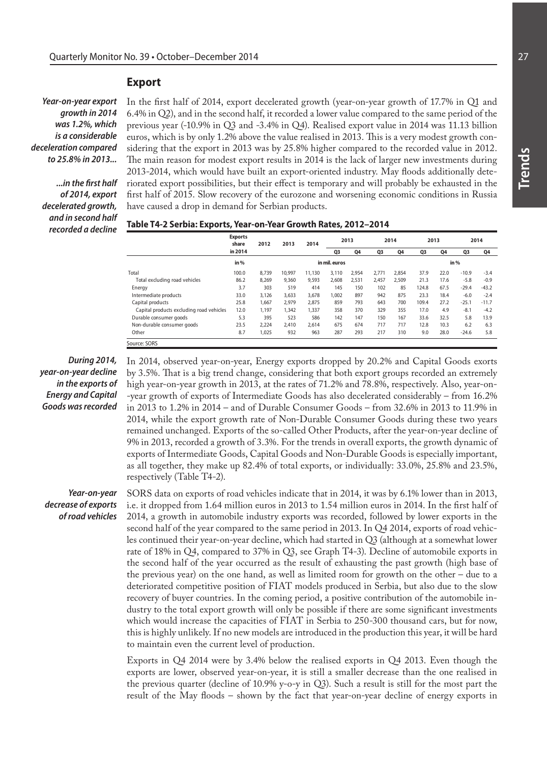## Export

*Year-on-year export growth in 2014 was 1.2%, which is a considerable deceleration compared to 25.8% in 2013...*

*...in the first half of 2014, export decelerated growth, and in second half recorded a decline*

In the first half of 2014, export decelerated growth (year-on-year growth of 17.7% in Q1 and 6.4% in Q2), and in the second half, it recorded a lower value compared to the same period of the previous year (-10.9% in Q3 and -3.4% in Q4). Realised export value in 2014 was 11.13 billion euros, which is by only 1.2% above the value realised in 2013. This is a very modest growth considering that the export in 2013 was by 25.8% higher compared to the recorded value in 2012. The main reason for modest export results in 2014 is the lack of larger new investments during 2013-2014, which would have built an export-oriented industry. May floods additionally deteriorated export possibilities, but their effect is temporary and will probably be exhausted in the first half of 2015. Slow recovery of the eurozone and worsening economic conditions in Russia have caused a drop in demand for Serbian products.

**Table T4-2 Serbia: Exports, Year-on-Year Growth Rates, 2012–2014**

| | Exports share in 2014 | 2012 | 2013 | 2014 | 2013 | | 2014 | | 2013 | | 2014 | |
|---|---|---|---|---|---|---|---|---|---|---|---|---|
| | | | | | Q3 | Q4 | Q3 | Q4 | Q3 | Q4 | Q3 | Q4 |
| | in % | in mil. euros | | | | | | | in % | | | |
| Total | 100.0 | 8,739 | 10,997 | 11,130 | 3,110 | 2,954 | 2,771 | 2,854 | 37.9 | 22.0 | -10.9 | -3.4 |
| Total excluding road vehicles | 86.2 | 8,269 | 9,360 | 9,593 | 2,608 | 2,531 | 2,457 | 2,509 | 21.3 | 17.6 | -5.8 | -0.9 |
| Energy | 3.7 | 303 | 519 | 414 | 145 | 150 | 102 | 85 | 124.8 | 67.5 | -29.4 | -43.2 |
| Intermediate products | 33.0 | 3,126 | 3,633 | 3,678 | 1,002 | 897 | 942 | 875 | 23.3 | 18.4 | -6.0 | -2.4 |
| Capital products | 25.8 | 1,667 | 2,979 | 2,875 | 859 | 793 | 643 | 700 | 109.4 | 27.2 | -25.1 | -11.7 |
| Capital products excluding road vehicles | 12.0 | 1,197 | 1,342 | 1,337 | 358 | 370 | 329 | 355 | 17.0 | 4.9 | -8.1 | -4.2 |
| Durable consumer goods | 5.3 | 395 | 523 | 586 | 142 | 147 | 150 | 167 | 33.6 | 32.5 | 5.8 | 13.9 |
| Non-durable consumer goods | 23.5 | 2,224 | 2,410 | 2,614 | 675 | 674 | 717 | 717 | 12.8 | 10.3 | 6.2 | 6.3 |
| Other | 8.7 | 1,025 | 932 | 963 | 287 | 293 | 217 | 310 | 9.0 | 28.0 | -24.6 | 5.8 |

Source: SORS

*During 2014, year-on-year decline in the exports of Energy and Capital Goods was recorded*

In 2014, observed year-on-year, Energy exports dropped by 20.2% and Capital Goods exorts by 3.5%. That is a big trend change, considering that both export groups recorded an extremely high year-on-year growth in 2013, at the rates of 71.2% and 78.8%, respectively. Also, year-on--year growth of exports of Intermediate Goods has also decelerated considerably – from 16.2% in 2013 to 1.2% in 2014 – and of Durable Consumer Goods – from 32.6% in 2013 to 11.9% in 2014, while the export growth rate of Non-Durable Consumer Goods during these two years remained unchanged. Exports of the so-called Other Products, after the year-on-year decline of 9% in 2013, recorded a growth of 3.3%. For the trends in overall exports, the growth dynamic of exports of Intermediate Goods, Capital Goods and Non-Durable Goods is especially important, as all together, they make up 82.4% of total exports, or individually: 33.0%, 25.8% and 23.5%, respectively (Table T4-2).

*Year-on-year decrease of exports of road vehicles*

SORS data on exports of road vehicles indicate that in 2014, it was by 6.1% lower than in 2013, i.e. it dropped from 1.64 million euros in 2013 to 1.54 million euros in 2014. In the first half of 2014, a growth in automobile industry exports was recorded, followed by lower exports in the second half of the year compared to the same period in 2013. In Q4 2014, exports of road vehicles continued their year-on-year decline, which had started in Q3 (although at a somewhat lower rate of 18% in Q4, compared to 37% in Q3, see Graph T4-3). Decline of automobile exports in the second half of the year occurred as the result of exhausting the past growth (high base of the previous year) on the one hand, as well as limited room for growth on the other – due to a deteriorated competitive position of FIAT models produced in Serbia, but also due to the slow recovery of buyer countries. In the coming period, a positive contribution of the automobile industry to the total export growth will only be possible if there are some significant investments which would increase the capacities of FIAT in Serbia to 250-300 thousand cars, but for now, this is highly unlikely. If no new models are introduced in the production this year, it will be hard to maintain even the current level of production.

Exports in Q4 2014 were by 3.4% below the realised exports in Q4 2013. Even though the exports are lower, observed year-on-year, it is still a smaller decrease than the one realised in the previous quarter (decline of 10.9% y-o-y in Q3). Such a result is still for the most part the result of the May floods – shown by the fact that year-on-year decline of energy exports in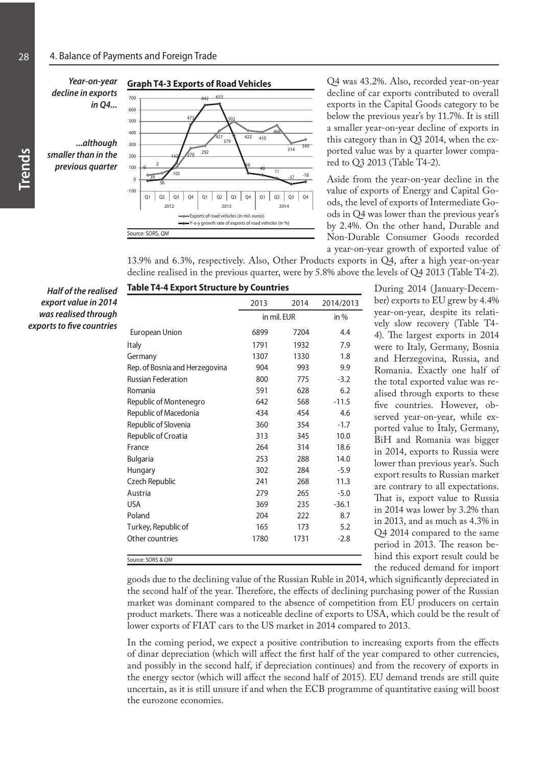*Year-on-year decline in exports in Q4...*

*...although smaller than in the previous quarter*

**Graph T4-3 Exports of Road Vehicles**

Source: SORS, *QM*

Q4 was 43.2%. Also, recorded year-on-year decline of car exports contributed to overall exports in the Capital Goods category to be below the previous year's by 11.7%. It is still a smaller year-on-year decline of exports in this category than in Q3 2014, when the exported value was by a quarter lower compared to Q3 2013 (Table T4-2).

Aside from the year-on-year decline in the value of exports of Energy and Capital Goods, the level of exports of Intermediate Goods in Q4 was lower than the previous year's by 2.4%. On the other hand, Durable and Non-Durable Consumer Goods recorded a year-on-year growth of exported value of 13.9% and 6.3%, respectively. Also, Other Products exports in Q4, after a high year-on-year decline realised in the previous quarter, were by 5.8% above the levels of Q4 2013 (Table T4-2).

*Half of the realised export value in 2014 was realised through exports to five countries*

**Table T4-4 Export Structure by Countries**

| | 2013 | 2014 | 2014/2013 |
|---|---|---|---|
| | in mil. EUR | | in % |
| European Union | 6899 | 7204 | 4.4 |
| Italy | 1791 | 1932 | 7.9 |
| Germany | 1307 | 1330 | 1.8 |
| Rep. of Bosnia and Herzegovina | 904 | 993 | 9.9 |
| Russian Federation | 800 | 775 | -3.2 |
| Romania | 591 | 628 | 6.2 |
| Republic of Montenegro | 642 | 568 | -11.5 |
| Republic of Macedonia | 434 | 454 | 4.6 |
| Republic of Slovenia | 360 | 354 | -1.7 |
| Republic of Croatia | 313 | 345 | 10.0 |
| France | 264 | 314 | 18.6 |
| Bulgaria | 253 | 288 | 14.0 |
| Hungary | 302 | 284 | -5.9 |
| Czech Republic | 241 | 268 | 11.3 |
| Austria | 279 | 265 | -5.0 |
| USA | 369 | 235 | -36.1 |
| Poland | 204 | 222 | 8.7 |
| Turkey, Republic of | 165 | 173 | 5.2 |
| Other countries | 1780 | 1731 | -2.8 |

Source: SORS & *QM*

During 2014 (January-December) exports to EU grew by 4.4% year-on-year, despite its relatively slow recovery (Table T4-4). The largest exports in 2014 were to Italy, Germany, Bosnia and Herzegovina, Russia, and Romania. Exactly one half of the total exported value was realised through exports to these five countries. However, observed year-on-year, while exported value to Italy, Germany, BiH and Romania was bigger in 2014, exports to Russia were lower than previous year's. Such export results to Russian market are contrary to all expectations. That is, export value to Russia in 2014 was lower by 3.2% than in 2013, and as much as 4.3% in Q4 2014 compared to the same period in 2013. The reason behind this export result could be the reduced demand for import goods due to the declining value of the Russian Ruble in 2014, which significantly depreciated in the second half of the year. Therefore, the effects of declining purchasing power of the Russian market was dominant compared to the absence of competition from EU producers on certain product markets. There was a noticeable decline of exports to USA, which could be the result of lower exports of FIAT cars to the US market in 2014 compared to 2013.

In the coming period, we expect a positive contribution to increasing exports from the effects of dinar depreciation (which will affect the first half of the year compared to other currencies, and possibly in the second half, if depreciation continues) and from the recovery of exports in the energy sector (which will affect the second half of 2015). EU demand trends are still quite uncertain, as it is still unsure if and when the ECB programme of quantitative easing will boost the eurozone economies.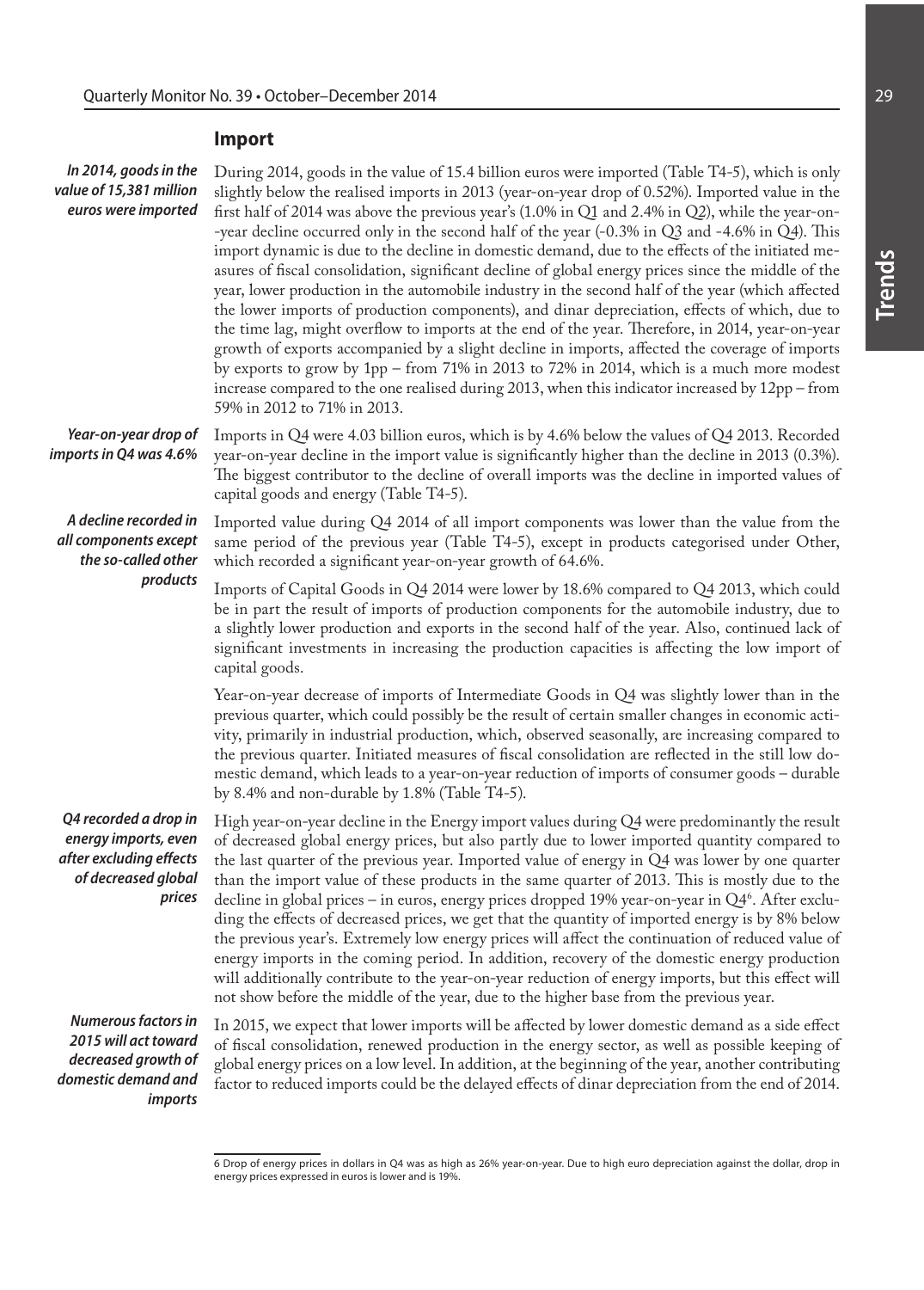## Import

*In 2014, goods in the value of 15,381 million euros were imported*

During 2014, goods in the value of 15.4 billion euros were imported (Table T4-5), which is only slightly below the realised imports in 2013 (year-on-year drop of 0.52%). Imported value in the first half of 2014 was above the previous year's (1.0% in Q1 and 2.4% in Q2), while the year-on-year decline occurred only in the second half of the year (-0.3% in Q3 and -4.6% in Q4). This import dynamic is due to the decline in domestic demand, due to the effects of the initiated measures of fiscal consolidation, significant decline of global energy prices since the middle of the year, lower production in the automobile industry in the second half of the year (which affected the lower imports of production components), and dinar depreciation, effects of which, due to the time lag, might overflow to imports at the end of the year. Therefore, in 2014, year-on-year growth of exports accompanied by a slight decline in imports, affected the coverage of imports by exports to grow by 1pp – from 71% in 2013 to 72% in 2014, which is a much more modest increase compared to the one realised during 2013, when this indicator increased by 12pp – from 59% in 2012 to 71% in 2013.

*Year-on-year drop of imports in Q4 was 4.6%*

Imports in Q4 were 4.03 billion euros, which is by 4.6% below the values of Q4 2013. Recorded year-on-year decline in the import value is significantly higher than the decline in 2013 (0.3%). The biggest contributor to the decline of overall imports was the decline in imported values of capital goods and energy (Table T4-5).

*A decline recorded in all components except the so-called other products*

Imported value during Q4 2014 of all import components was lower than the value from the same period of the previous year (Table T4-5), except in products categorised under Other, which recorded a significant year-on-year growth of 64.6%.

Imports of Capital Goods in Q4 2014 were lower by 18.6% compared to Q4 2013, which could be in part the result of imports of production components for the automobile industry, due to a slightly lower production and exports in the second half of the year. Also, continued lack of significant investments in increasing the production capacities is affecting the low import of capital goods.

Year-on-year decrease of imports of Intermediate Goods in Q4 was slightly lower than in the previous quarter, which could possibly be the result of certain smaller changes in economic activity, primarily in industrial production, which, observed seasonally, are increasing compared to the previous quarter. Initiated measures of fiscal consolidation are reflected in the still low domestic demand, which leads to a year-on-year reduction of imports of consumer goods – durable by 8.4% and non-durable by 1.8% (Table T4-5).

*Q4 recorded a drop in energy imports, even after excluding effects of decreased global prices*

High year-on-year decline in the Energy import values during Q4 were predominantly the result of decreased global energy prices, but also partly due to lower imported quantity compared to the last quarter of the previous year. Imported value of energy in Q4 was lower by one quarter than the import value of these products in the same quarter of 2013. This is mostly due to the decline in global prices – in euros, energy prices dropped 19% year-on-year in Q4[6]. After excluding the effects of decreased prices, we get that the quantity of imported energy is by 8% below the previous year's. Extremely low energy prices will affect the continuation of reduced value of energy imports in the coming period. In addition, recovery of the domestic energy production will additionally contribute to the year-on-year reduction of energy imports, but this effect will not show before the middle of the year, due to the higher base from the previous year.

*Numerous factors in 2015 will act toward decreased growth of domestic demand and imports*

In 2015, we expect that lower imports will be affected by lower domestic demand as a side effect of fiscal consolidation, renewed production in the energy sector, as well as possible keeping of global energy prices on a low level. In addition, at the beginning of the year, another contributing factor to reduced imports could be the delayed effects of dinar depreciation from the end of 2014.

---

6 Drop of energy prices in dollars in Q4 was as high as 26% year-on-year. Due to high euro depreciation against the dollar, drop in energy prices expressed in euros is lower and is 19%.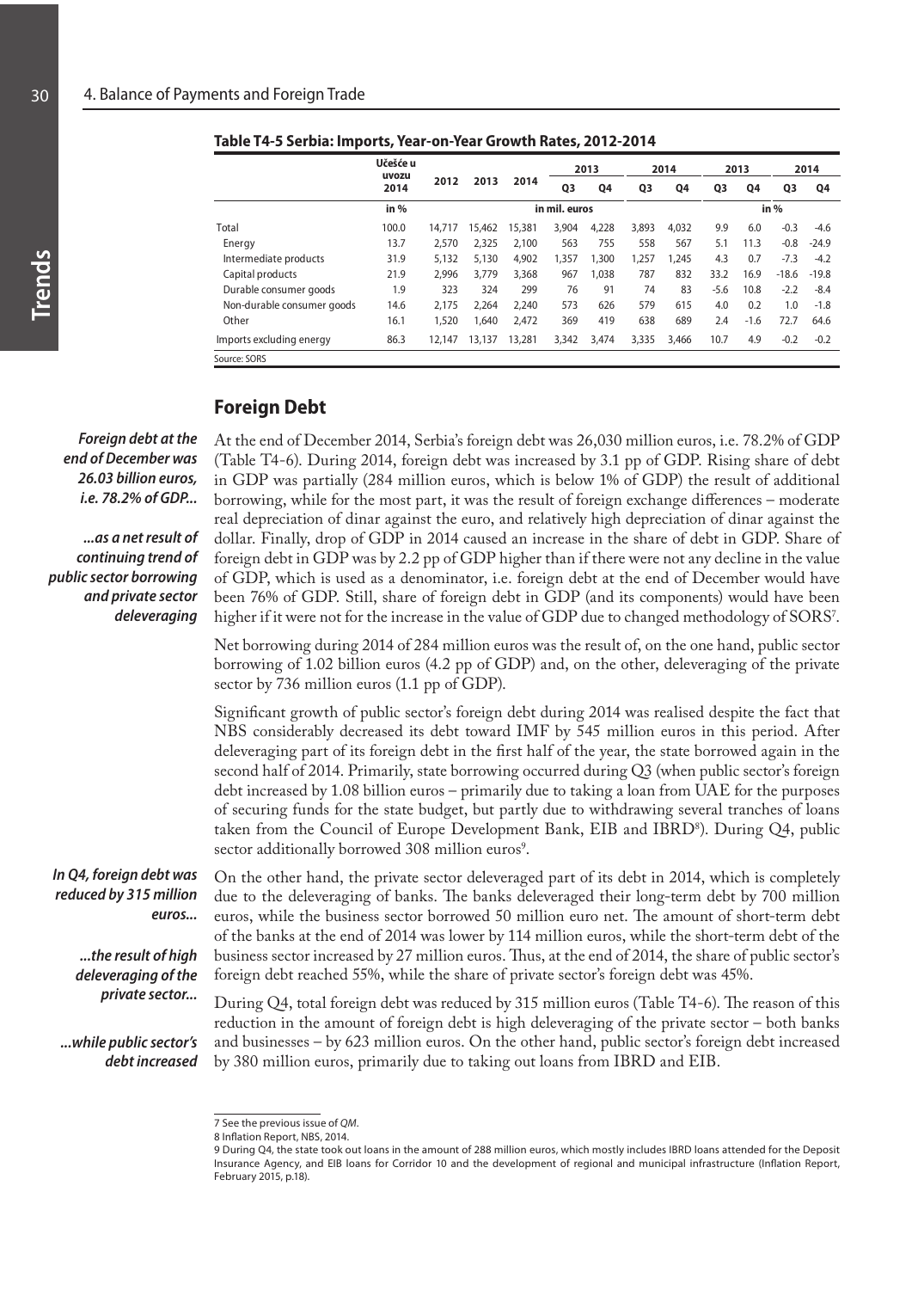**Table T4-5 Serbia: Imports, Year-on-Year Growth Rates, 2012-2014**

| | Učešće u uvozu 2014 | 2012 | 2013 | 2014 | 2013 | | 2014 | | 2013 | | 2014 | |
|---|---|---|---|---|---|---|---|---|---|---|---|---|
| | | | | | Q3 | Q4 | Q3 | Q4 | Q3 | Q4 | Q3 | Q4 |
| | in % | in mil. euros | | | | | | | in % | | | |
| Total | 100.0 | 14,717 | 15,462 | 15,381 | 3,904 | 4,228 | 3,893 | 4,032 | 9.9 | 6.0 | -0.3 | -4.6 |
| Energy | 13.7 | 2,570 | 2,325 | 2,100 | 563 | 755 | 558 | 567 | 5.1 | 11.3 | -0.8 | -24.9 |
| Intermediate products | 31.9 | 5,132 | 5,130 | 4,902 | 1,357 | 1,300 | 1,257 | 1,245 | 4.3 | 0.7 | -7.3 | -4.2 |
| Capital products | 21.9 | 2,996 | 3,779 | 3,368 | 967 | 1,038 | 787 | 832 | 33.2 | 16.9 | -18.6 | -19.8 |
| Durable consumer goods | 1.9 | 323 | 324 | 299 | 76 | 91 | 74 | 83 | -5.6 | 10.8 | -2.2 | -8.4 |
| Non-durable consumer goods | 14.6 | 2,175 | 2,264 | 2,240 | 573 | 626 | 579 | 615 | 4.0 | 0.2 | 1.0 | -1.8 |
| Other | 16.1 | 1,520 | 1,640 | 2,472 | 369 | 419 | 638 | 689 | 2.4 | -1.6 | 72.7 | 64.6 |
| Imports excluding energy | 86.3 | 12,147 | 13,137 | 13,281 | 3,342 | 3,474 | 3,335 | 3,466 | 10.7 | 4.9 | -0.2 | -0.2 |

Source: SORS

## Foreign Debt

*Foreign debt at the end of December was 26.03 billion euros, i.e. 78.2% of GDP...*

*...as a net result of continuing trend of public sector borrowing and private sector deleveraging*

At the end of December 2014, Serbia's foreign debt was 26,030 million euros, i.e. 78.2% of GDP (Table T4-6). During 2014, foreign debt was increased by 3.1 pp of GDP. Rising share of debt in GDP was partially (284 million euros, which is below 1% of GDP) the result of additional borrowing, while for the most part, it was the result of foreign exchange differences – moderate real depreciation of dinar against the euro, and relatively high depreciation of dinar against the dollar. Finally, drop of GDP in 2014 caused an increase in the share of debt in GDP. Share of foreign debt in GDP was by 2.2 pp of GDP higher than if there were not any decline in the value of GDP, which is used as a denominator, i.e. foreign debt at the end of December would have been 76% of GDP. Still, share of foreign debt in GDP (and its components) would have been higher if it were not for the increase in the value of GDP due to changed methodology of SORS[7].

Net borrowing during 2014 of 284 million euros was the result of, on the one hand, public sector borrowing of 1.02 billion euros (4.2 pp of GDP) and, on the other, deleveraging of the private sector by 736 million euros (1.1 pp of GDP).

Significant growth of public sector's foreign debt during 2014 was realised despite the fact that NBS considerably decreased its debt toward IMF by 545 million euros in this period. After deleveraging part of its foreign debt in the first half of the year, the state borrowed again in the second half of 2014. Primarily, state borrowing occurred during Q3 (when public sector's foreign debt increased by 1.08 billion euros – primarily due to taking a loan from UAE for the purposes of securing funds for the state budget, but partly due to withdrawing several tranches of loans taken from the Council of Europe Development Bank, EIB and IBRD[8]). During Q4, public sector additionally borrowed 308 million euros[9].

*In Q4, foreign debt was reduced by 315 million euros...*

*...the result of high deleveraging of the private sector...*

*...while public sector's debt increased*

On the other hand, the private sector deleveraged part of its debt in 2014, which is completely due to the deleveraging of banks. The banks deleveraged their long-term debt by 700 million euros, while the business sector borrowed 50 million euro net. The amount of short-term debt of the banks at the end of 2014 was lower by 114 million euros, while the short-term debt of the business sector increased by 27 million euros. Thus, at the end of 2014, the share of public sector's foreign debt reached 55%, while the share of private sector's foreign debt was 45%.

During Q4, total foreign debt was reduced by 315 million euros (Table T4-6). The reason of this reduction in the amount of foreign debt is high deleveraging of the private sector – both banks and businesses – by 623 million euros. On the other hand, public sector's foreign debt increased by 380 million euros, primarily due to taking out loans from IBRD and EIB.

---

7 See the previous issue of *QM*.

8 Inflation Report, NBS, 2014.

9 During Q4, the state took out loans in the amount of 288 million euros, which mostly includes IBRD loans attended for the Deposit Insurance Agency, and EIB loans for Corridor 10 and the development of regional and municipal infrastructure (Inflation Report, February 2015, p.18).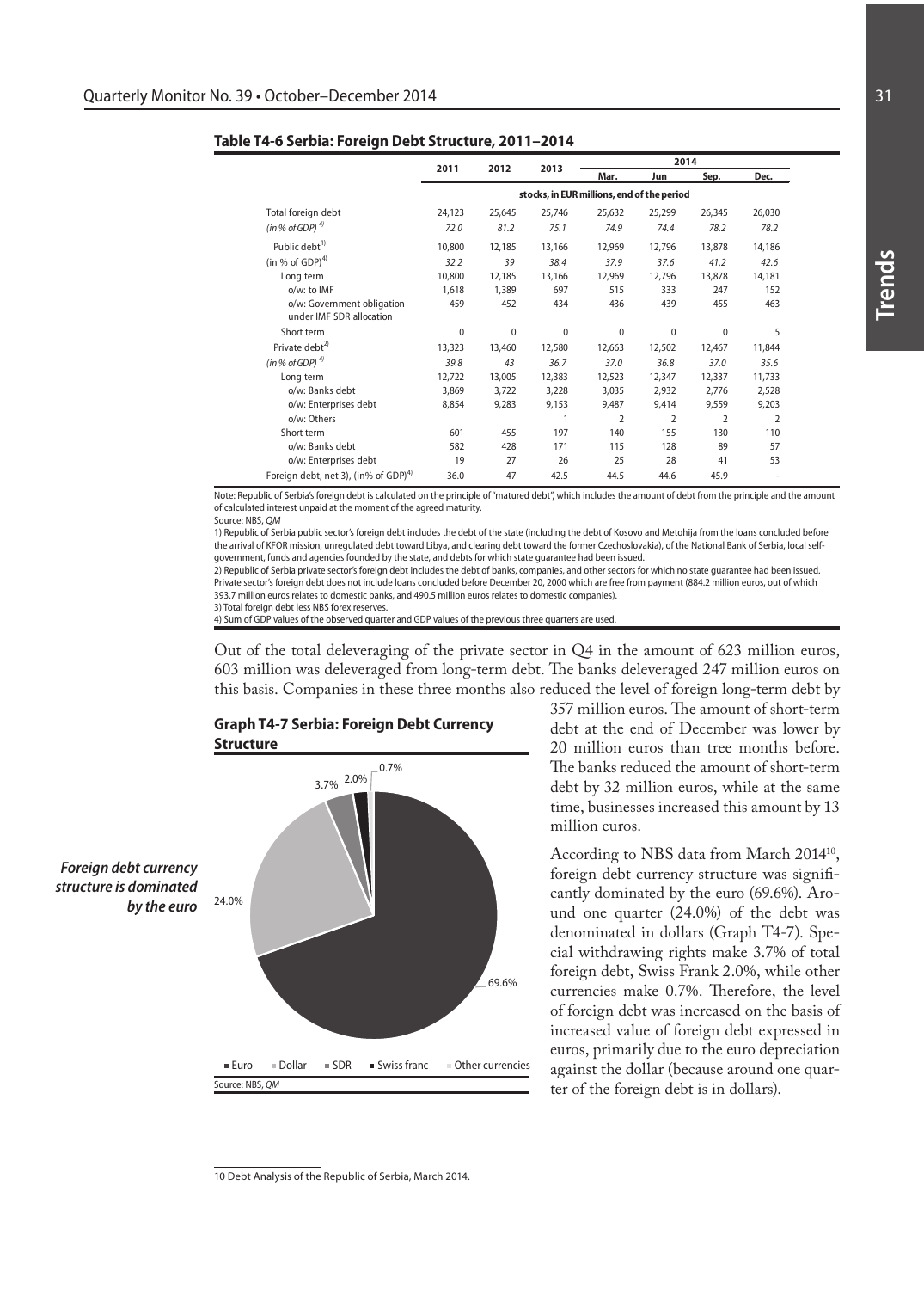### Table T4-6 Serbia: Foreign Debt Structure, 2011–2014

| | 2011 | 2012 | 2013 | 2014 | | | |
|---|---|---|---|---|---|---|---|
| | | | | Mar. | Jun | Sep. | Dec. |
| | stocks, in EUR millions, end of the period | | | | | | |
| Total foreign debt | 24,123 | 25,645 | 25,746 | 25,632 | 25,299 | 26,345 | 26,030 |
| *(in % of GDP)* [4] | *72.0* | *81.2* | *75.1* | *74.9* | *74.4* | *78.2* | *78.2* |
| Public debt[1] | 10,800 | 12,185 | 13,166 | 12,969 | 12,796 | 13,878 | 14,186 |
| (in % of GDP)[4] | *32.2* | *39* | *38.4* | *37.9* | *37.6* | *41.2* | *42.6* |
| Long term | 10,800 | 12,185 | 13,166 | 12,969 | 12,796 | 13,878 | 14,181 |
| o/w: to IMF | 1,618 | 1,389 | 697 | 515 | 333 | 247 | 152 |
| o/w: Government obligation under IMF SDR allocation | 459 | 452 | 434 | 436 | 439 | 455 | 463 |
| Short term | 0 | 0 | 0 | 0 | 0 | 0 | 5 |
| Private debt[2] | 13,323 | 13,460 | 12,580 | 12,663 | 12,502 | 12,467 | 11,844 |
| *(in % of GDP)* [4] | *39.8* | *43* | *36.7* | *37.0* | *36.8* | *37.0* | *35.6* |
| Long term | 12,722 | 13,005 | 12,383 | 12,523 | 12,347 | 12,337 | 11,733 |
| o/w: Banks debt | 3,869 | 3,722 | 3,228 | 3,035 | 2,932 | 2,776 | 2,528 |
| o/w: Enterprises debt | 8,854 | 9,283 | 9,153 | 9,487 | 9,414 | 9,559 | 9,203 |
| o/w: Others | | | 1 | 2 | 2 | 2 | 2 |
| Short term | 601 | 455 | 197 | 140 | 155 | 130 | 110 |
| o/w: Banks debt | 582 | 428 | 171 | 115 | 128 | 89 | 57 |
| o/w: Enterprises debt | 19 | 27 | 26 | 25 | 28 | 41 | 53 |
| Foreign debt, net 3), (in% of GDP)[4] | 36.0 | 47 | 42.5 | 44.5 | 44.6 | 45.9 | - |

Note: Republic of Serbia's foreign debt is calculated on the principle of "matured debt", which includes the amount of debt from the principle and the amount of calculated interest unpaid at the moment of the agreed maturity.

Source: NBS, *QM*

1) Republic of Serbia public sector's foreign debt includes the debt of the state (including the debt of Kosovo and Metohija from the loans concluded before the arrival of KFOR mission, unregulated debt toward Libya, and clearing debt toward the former Czechoslovakia), of the National Bank of Serbia, local self-government, funds and agencies founded by the state, and debts for which state guarantee had been issued.

2) Republic of Serbia private sector's foreign debt includes the debt of banks, companies, and other sectors for which no state guarantee had been issued. Private sector's foreign debt does not include loans concluded before December 20, 2000 which are free from payment (884.2 million euros, out of which 393.7 million euros relates to domestic banks, and 490.5 million euros relates to domestic companies).

3) Total foreign debt less NBS forex reserves.

4) Sum of GDP values of the observed quarter and GDP values of the previous three quarters are used.

Out of the total deleveraging of the private sector in Q4 in the amount of 623 million euros, 603 million was deleveraged from long-term debt. The banks deleveraged 247 million euros on this basis. Companies in these three months also reduced the level of foreign long-term debt by 357 million euros. The amount of short-term debt at the end of December was lower by 20 million euros than tree months before. The banks reduced the amount of short-term debt by 32 million euros, while at the same time, businesses increased this amount by 13 million euros.

*Foreign debt currency structure is dominated by the euro*

**Graph T4-7 Serbia: Foreign Debt Currency Structure**

0.7%
2.0%
3.7%
24.0%
69.6%

Euro, Dollar, SDR, Swiss franc, Other currencies

Source: NBS, *QM*

According to NBS data from March 2014[10], foreign debt currency structure was significantly dominated by the euro (69.6%). Around one quarter (24.0%) of the debt was denominated in dollars (Graph T4-7). Special withdrawing rights make 3.7% of total foreign debt, Swiss Frank 2.0%, while other currencies make 0.7%. Therefore, the level of foreign debt was increased on the basis of increased value of foreign debt expressed in euros, primarily due to the euro depreciation against the dollar (because around one quarter of the foreign debt is in dollars).

10 Debt Analysis of the Republic of Serbia, March 2014.